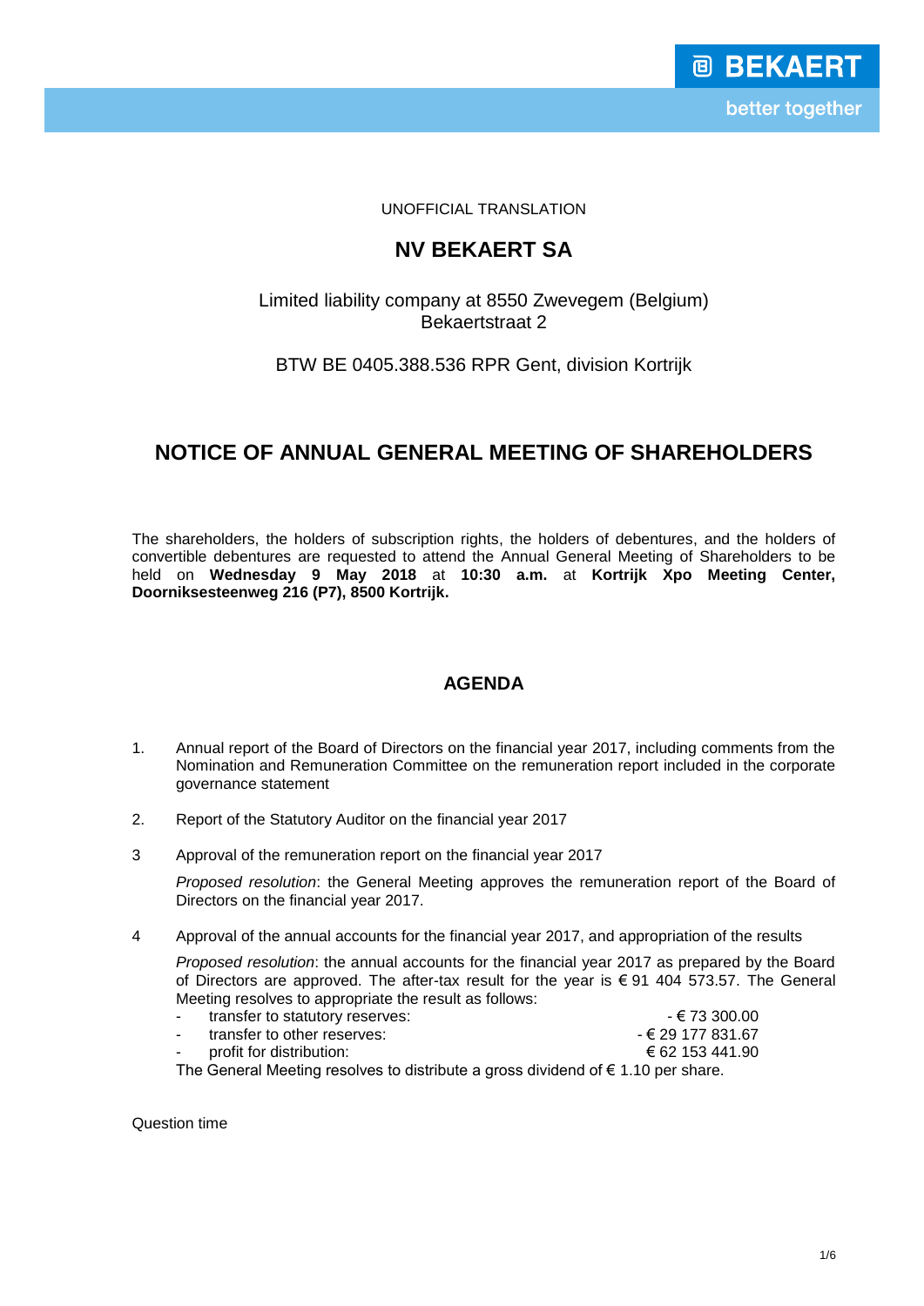UNOFFICIAL TRANSLATION

# NV BEKAERT SA

Limited liability company at 8550 Zwevegem (Belgium)
Bekaertstraat 2

BTW BE 0405.388.536 RPR Gent, division Kortrijk

# NOTICE OF ANNUAL GENERAL MEETING OF SHAREHOLDERS

The shareholders, the holders of subscription rights, the holders of debentures, and the holders of convertible debentures are requested to attend the Annual General Meeting of Shareholders to be held on **Wednesday 9 May 2018** at **10:30 a.m.** at **Kortrijk Xpo Meeting Center, Doorniksesteenweg 216 (P7), 8500 Kortrijk.**

## AGENDA

1. Annual report of the Board of Directors on the financial year 2017, including comments from the Nomination and Remuneration Committee on the remuneration report included in the corporate governance statement

2. Report of the Statutory Auditor on the financial year 2017

3 Approval of the remuneration report on the financial year 2017

   *Proposed resolution*: the General Meeting approves the remuneration report of the Board of Directors on the financial year 2017.

4 Approval of the annual accounts for the financial year 2017, and appropriation of the results

   *Proposed resolution*: the annual accounts for the financial year 2017 as prepared by the Board of Directors are approved. The after-tax result for the year is € 91 404 573.57. The General Meeting resolves to appropriate the result as follows:

   - transfer to statutory reserves: - € 73 300.00
   - transfer to other reserves: - € 29 177 831.67
   - profit for distribution: € 62 153 441.90

   The General Meeting resolves to distribute a gross dividend of € 1.10 per share.

Question time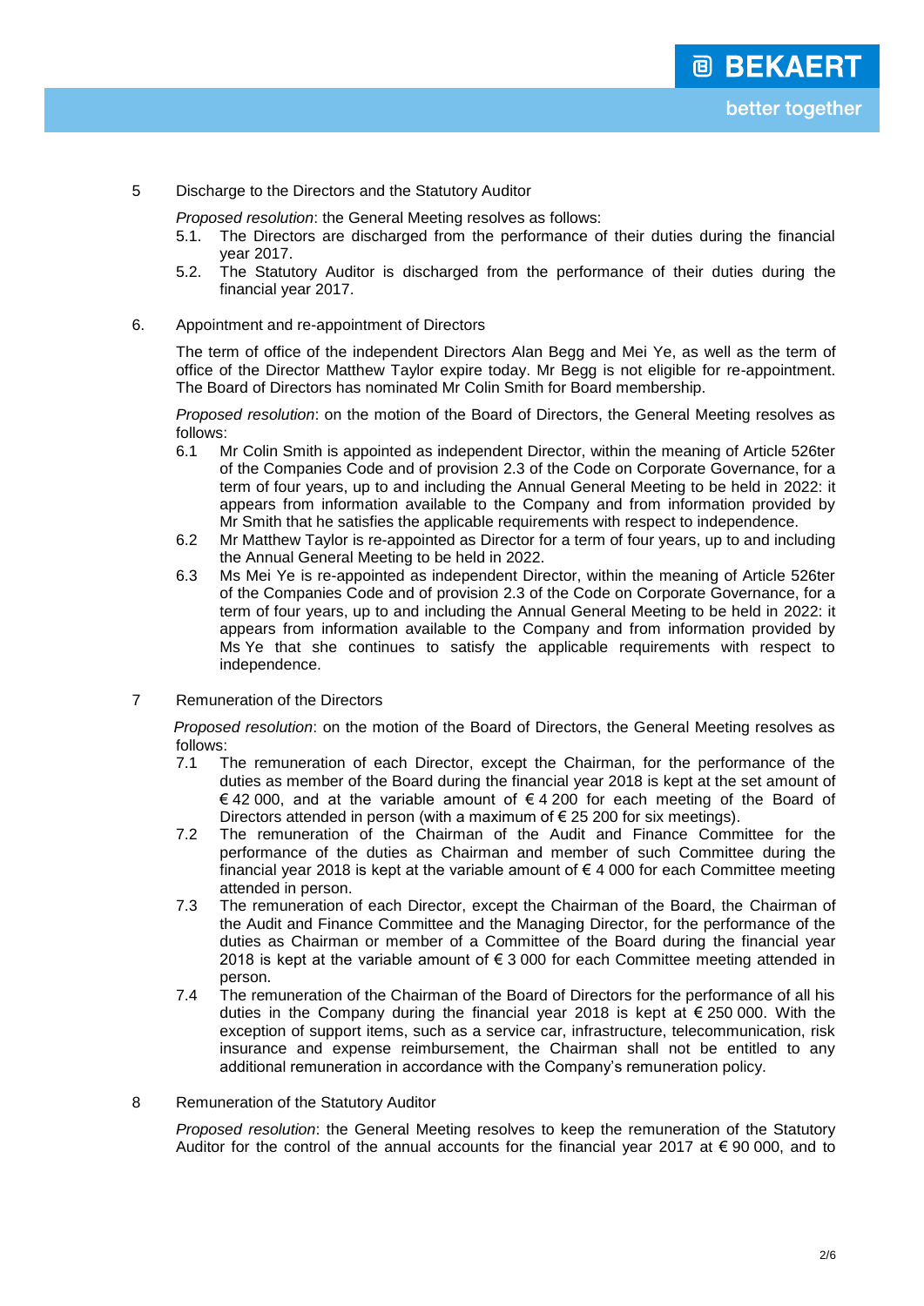5 Discharge to the Directors and the Statutory Auditor

*Proposed resolution*: the General Meeting resolves as follows:

5.1. The Directors are discharged from the performance of their duties during the financial year 2017.

5.2. The Statutory Auditor is discharged from the performance of their duties during the financial year 2017.

6. Appointment and re-appointment of Directors

The term of office of the independent Directors Alan Begg and Mei Ye, as well as the term of office of the Director Matthew Taylor expire today. Mr Begg is not eligible for re-appointment. The Board of Directors has nominated Mr Colin Smith for Board membership.

*Proposed resolution*: on the motion of the Board of Directors, the General Meeting resolves as follows:

6.1 Mr Colin Smith is appointed as independent Director, within the meaning of Article 526ter of the Companies Code and of provision 2.3 of the Code on Corporate Governance, for a term of four years, up to and including the Annual General Meeting to be held in 2022: it appears from information available to the Company and from information provided by Mr Smith that he satisfies the applicable requirements with respect to independence.

6.2 Mr Matthew Taylor is re-appointed as Director for a term of four years, up to and including the Annual General Meeting to be held in 2022.

6.3 Ms Mei Ye is re-appointed as independent Director, within the meaning of Article 526ter of the Companies Code and of provision 2.3 of the Code on Corporate Governance, for a term of four years, up to and including the Annual General Meeting to be held in 2022: it appears from information available to the Company and from information provided by Ms Ye that she continues to satisfy the applicable requirements with respect to independence.

7 Remuneration of the Directors

*Proposed resolution*: on the motion of the Board of Directors, the General Meeting resolves as follows:

7.1 The remuneration of each Director, except the Chairman, for the performance of the duties as member of the Board during the financial year 2018 is kept at the set amount of € 42 000, and at the variable amount of € 4 200 for each meeting of the Board of Directors attended in person (with a maximum of € 25 200 for six meetings).

7.2 The remuneration of the Chairman of the Audit and Finance Committee for the performance of the duties as Chairman and member of such Committee during the financial year 2018 is kept at the variable amount of € 4 000 for each Committee meeting attended in person.

7.3 The remuneration of each Director, except the Chairman of the Board, the Chairman of the Audit and Finance Committee and the Managing Director, for the performance of the duties as Chairman or member of a Committee of the Board during the financial year 2018 is kept at the variable amount of € 3 000 for each Committee meeting attended in person.

7.4 The remuneration of the Chairman of the Board of Directors for the performance of all his duties in the Company during the financial year 2018 is kept at € 250 000. With the exception of support items, such as a service car, infrastructure, telecommunication, risk insurance and expense reimbursement, the Chairman shall not be entitled to any additional remuneration in accordance with the Company's remuneration policy.

8 Remuneration of the Statutory Auditor

*Proposed resolution*: the General Meeting resolves to keep the remuneration of the Statutory Auditor for the control of the annual accounts for the financial year 2017 at € 90 000, and to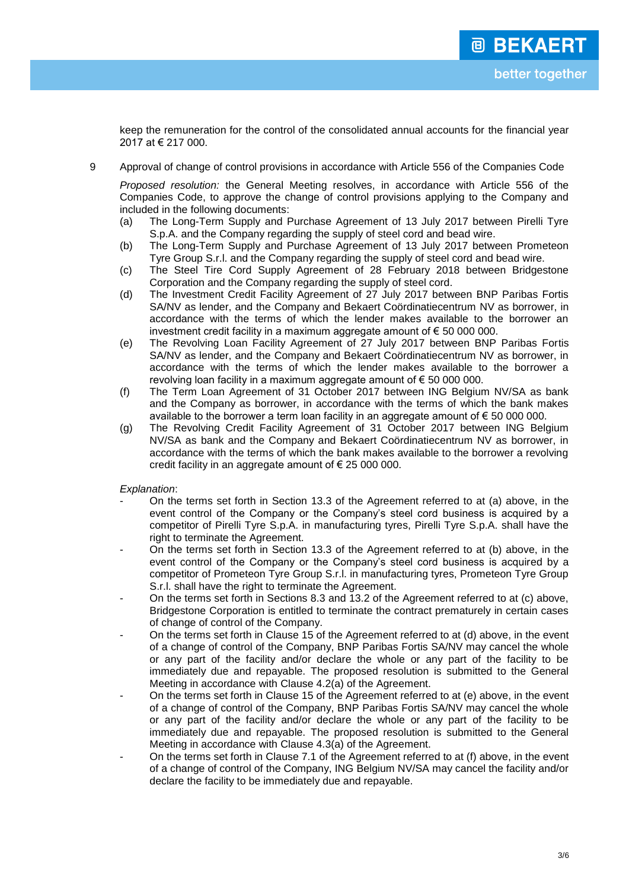keep the remuneration for the control of the consolidated annual accounts for the financial year 2017 at € 217 000.

9 Approval of change of control provisions in accordance with Article 556 of the Companies Code

*Proposed resolution:* the General Meeting resolves, in accordance with Article 556 of the Companies Code, to approve the change of control provisions applying to the Company and included in the following documents:

(a) The Long-Term Supply and Purchase Agreement of 13 July 2017 between Pirelli Tyre S.p.A. and the Company regarding the supply of steel cord and bead wire.

(b) The Long-Term Supply and Purchase Agreement of 13 July 2017 between Prometeon Tyre Group S.r.l. and the Company regarding the supply of steel cord and bead wire.

(c) The Steel Tire Cord Supply Agreement of 28 February 2018 between Bridgestone Corporation and the Company regarding the supply of steel cord.

(d) The Investment Credit Facility Agreement of 27 July 2017 between BNP Paribas Fortis SA/NV as lender, and the Company and Bekaert Coördinatiecentrum NV as borrower, in accordance with the terms of which the lender makes available to the borrower an investment credit facility in a maximum aggregate amount of € 50 000 000.

(e) The Revolving Loan Facility Agreement of 27 July 2017 between BNP Paribas Fortis SA/NV as lender, and the Company and Bekaert Coördinatiecentrum NV as borrower, in accordance with the terms of which the lender makes available to the borrower a revolving loan facility in a maximum aggregate amount of € 50 000 000.

(f) The Term Loan Agreement of 31 October 2017 between ING Belgium NV/SA as bank and the Company as borrower, in accordance with the terms of which the bank makes available to the borrower a term loan facility in an aggregate amount of € 50 000 000.

(g) The Revolving Credit Facility Agreement of 31 October 2017 between ING Belgium NV/SA as bank and the Company and Bekaert Coördinatiecentrum NV as borrower, in accordance with the terms of which the bank makes available to the borrower a revolving credit facility in an aggregate amount of € 25 000 000.

*Explanation*:

- On the terms set forth in Section 13.3 of the Agreement referred to at (a) above, in the event control of the Company or the Company's steel cord business is acquired by a competitor of Pirelli Tyre S.p.A. in manufacturing tyres, Pirelli Tyre S.p.A. shall have the right to terminate the Agreement.
- On the terms set forth in Section 13.3 of the Agreement referred to at (b) above, in the event control of the Company or the Company's steel cord business is acquired by a competitor of Prometeon Tyre Group S.r.l. in manufacturing tyres, Prometeon Tyre Group S.r.l. shall have the right to terminate the Agreement.
- On the terms set forth in Sections 8.3 and 13.2 of the Agreement referred to at (c) above, Bridgestone Corporation is entitled to terminate the contract prematurely in certain cases of change of control of the Company.
- On the terms set forth in Clause 15 of the Agreement referred to at (d) above, in the event of a change of control of the Company, BNP Paribas Fortis SA/NV may cancel the whole or any part of the facility and/or declare the whole or any part of the facility to be immediately due and repayable. The proposed resolution is submitted to the General Meeting in accordance with Clause 4.2(a) of the Agreement.
- On the terms set forth in Clause 15 of the Agreement referred to at (e) above, in the event of a change of control of the Company, BNP Paribas Fortis SA/NV may cancel the whole or any part of the facility and/or declare the whole or any part of the facility to be immediately due and repayable. The proposed resolution is submitted to the General Meeting in accordance with Clause 4.3(a) of the Agreement.
- On the terms set forth in Clause 7.1 of the Agreement referred to at (f) above, in the event of a change of control of the Company, ING Belgium NV/SA may cancel the facility and/or declare the facility to be immediately due and repayable.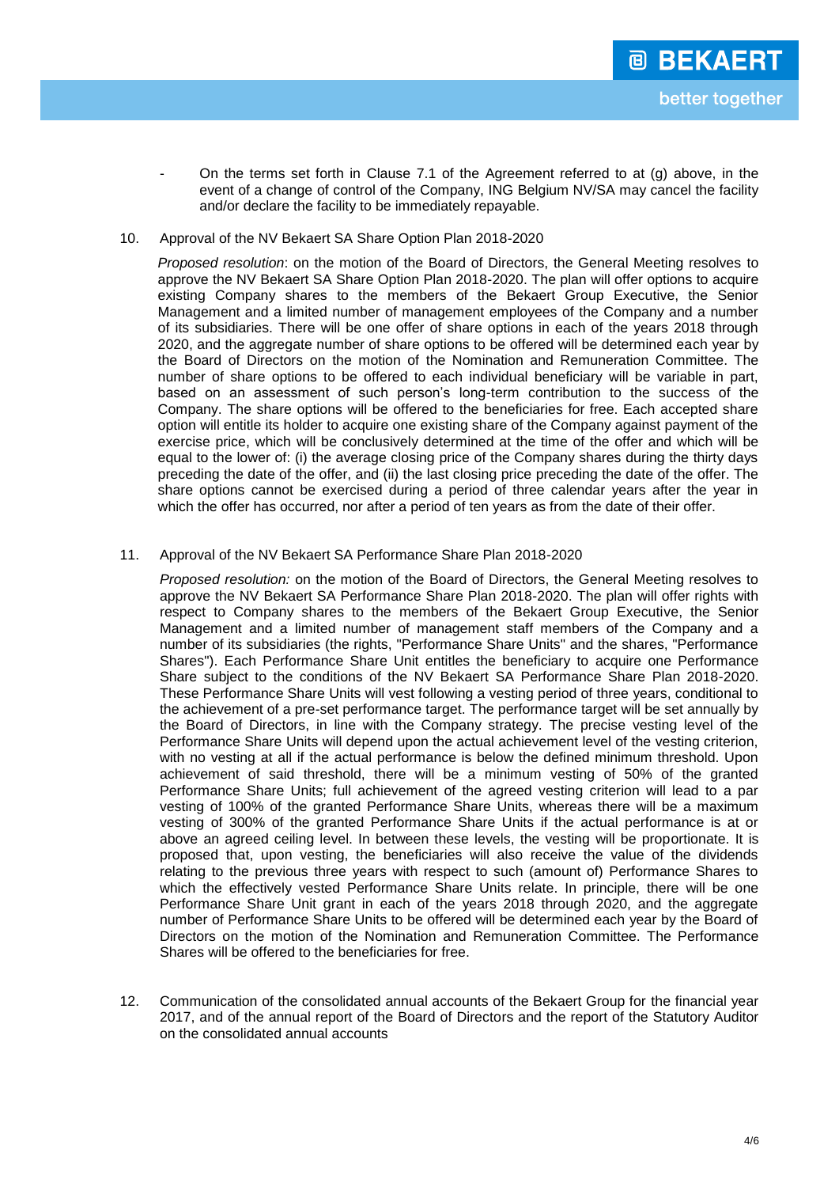- On the terms set forth in Clause 7.1 of the Agreement referred to at (g) above, in the event of a change of control of the Company, ING Belgium NV/SA may cancel the facility and/or declare the facility to be immediately repayable.

10. Approval of the NV Bekaert SA Share Option Plan 2018-2020

    *Proposed resolution*: on the motion of the Board of Directors, the General Meeting resolves to approve the NV Bekaert SA Share Option Plan 2018-2020. The plan will offer options to acquire existing Company shares to the members of the Bekaert Group Executive, the Senior Management and a limited number of management employees of the Company and a number of its subsidiaries. There will be one offer of share options in each of the years 2018 through 2020, and the aggregate number of share options to be offered will be determined each year by the Board of Directors on the motion of the Nomination and Remuneration Committee. The number of share options to be offered to each individual beneficiary will be variable in part, based on an assessment of such person's long-term contribution to the success of the Company. The share options will be offered to the beneficiaries for free. Each accepted share option will entitle its holder to acquire one existing share of the Company against payment of the exercise price, which will be conclusively determined at the time of the offer and which will be equal to the lower of: (i) the average closing price of the Company shares during the thirty days preceding the date of the offer, and (ii) the last closing price preceding the date of the offer. The share options cannot be exercised during a period of three calendar years after the year in which the offer has occurred, nor after a period of ten years as from the date of their offer.

11. Approval of the NV Bekaert SA Performance Share Plan 2018-2020

    *Proposed resolution:* on the motion of the Board of Directors, the General Meeting resolves to approve the NV Bekaert SA Performance Share Plan 2018-2020. The plan will offer rights with respect to Company shares to the members of the Bekaert Group Executive, the Senior Management and a limited number of management staff members of the Company and a number of its subsidiaries (the rights, "Performance Share Units" and the shares, "Performance Shares"). Each Performance Share Unit entitles the beneficiary to acquire one Performance Share subject to the conditions of the NV Bekaert SA Performance Share Plan 2018-2020. These Performance Share Units will vest following a vesting period of three years, conditional to the achievement of a pre-set performance target. The performance target will be set annually by the Board of Directors, in line with the Company strategy. The precise vesting level of the Performance Share Units will depend upon the actual achievement level of the vesting criterion, with no vesting at all if the actual performance is below the defined minimum threshold. Upon achievement of said threshold, there will be a minimum vesting of 50% of the granted Performance Share Units; full achievement of the agreed vesting criterion will lead to a par vesting of 100% of the granted Performance Share Units, whereas there will be a maximum vesting of 300% of the granted Performance Share Units if the actual performance is at or above an agreed ceiling level. In between these levels, the vesting will be proportionate. It is proposed that, upon vesting, the beneficiaries will also receive the value of the dividends relating to the previous three years with respect to such (amount of) Performance Shares to which the effectively vested Performance Share Units relate. In principle, there will be one Performance Share Unit grant in each of the years 2018 through 2020, and the aggregate number of Performance Share Units to be offered will be determined each year by the Board of Directors on the motion of the Nomination and Remuneration Committee. The Performance Shares will be offered to the beneficiaries for free.

12. Communication of the consolidated annual accounts of the Bekaert Group for the financial year 2017, and of the annual report of the Board of Directors and the report of the Statutory Auditor on the consolidated annual accounts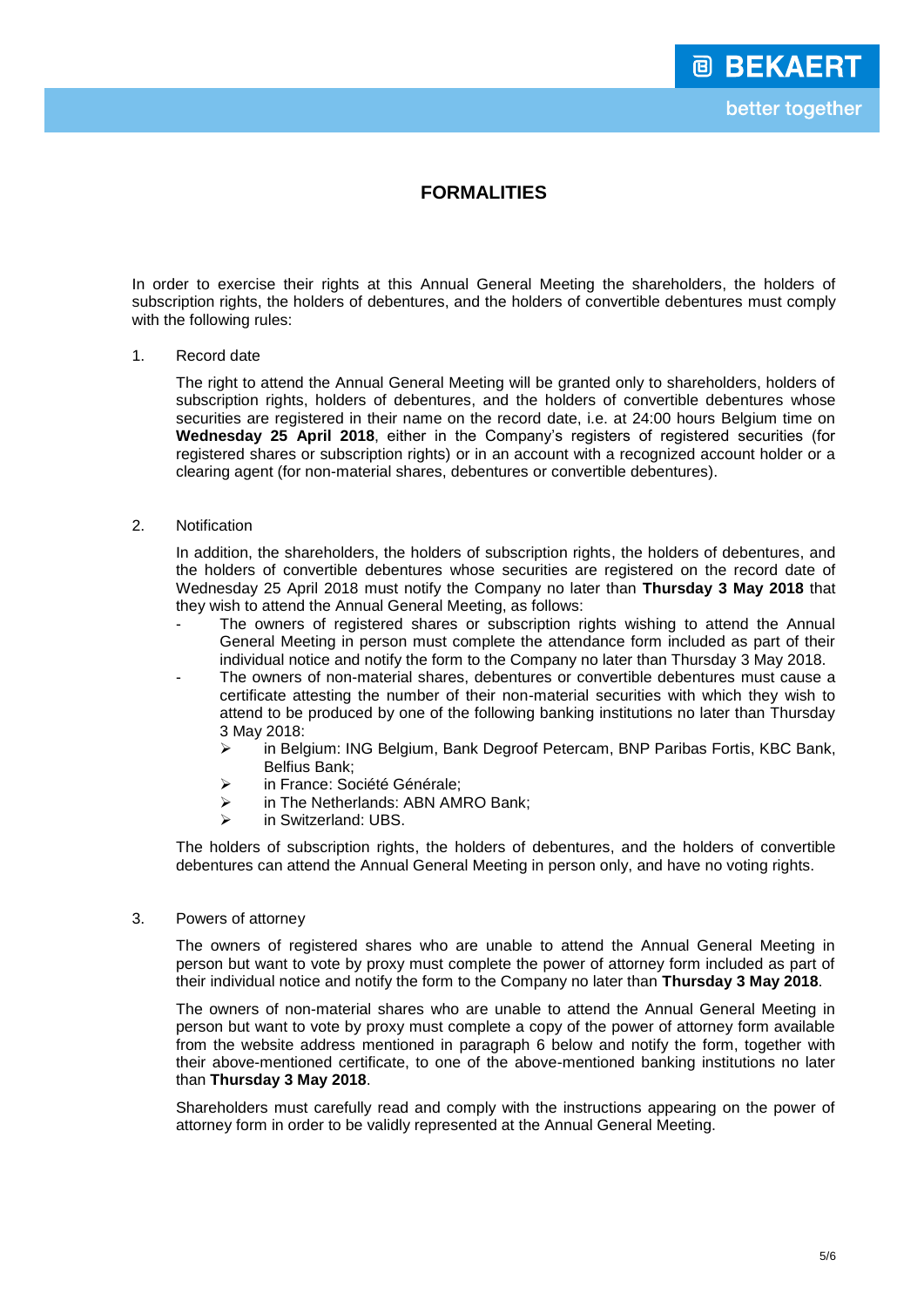# FORMALITIES

In order to exercise their rights at this Annual General Meeting the shareholders, the holders of subscription rights, the holders of debentures, and the holders of convertible debentures must comply with the following rules:

1. Record date

   The right to attend the Annual General Meeting will be granted only to shareholders, holders of subscription rights, holders of debentures, and the holders of convertible debentures whose securities are registered in their name on the record date, i.e. at 24:00 hours Belgium time on **Wednesday 25 April 2018**, either in the Company's registers of registered securities (for registered shares or subscription rights) or in an account with a recognized account holder or a clearing agent (for non-material shares, debentures or convertible debentures).

2. Notification

   In addition, the shareholders, the holders of subscription rights, the holders of debentures, and the holders of convertible debentures whose securities are registered on the record date of Wednesday 25 April 2018 must notify the Company no later than **Thursday 3 May 2018** that they wish to attend the Annual General Meeting, as follows:

   - The owners of registered shares or subscription rights wishing to attend the Annual General Meeting in person must complete the attendance form included as part of their individual notice and notify the form to the Company no later than Thursday 3 May 2018.
   - The owners of non-material shares, debentures or convertible debentures must cause a certificate attesting the number of their non-material securities with which they wish to attend to be produced by one of the following banking institutions no later than Thursday 3 May 2018:
     - in Belgium: ING Belgium, Bank Degroof Petercam, BNP Paribas Fortis, KBC Bank, Belfius Bank;
     - in France: Société Générale;
     - in The Netherlands: ABN AMRO Bank;
     - in Switzerland: UBS.

   The holders of subscription rights, the holders of debentures, and the holders of convertible debentures can attend the Annual General Meeting in person only, and have no voting rights.

3. Powers of attorney

   The owners of registered shares who are unable to attend the Annual General Meeting in person but want to vote by proxy must complete the power of attorney form included as part of their individual notice and notify the form to the Company no later than **Thursday 3 May 2018**.

   The owners of non-material shares who are unable to attend the Annual General Meeting in person but want to vote by proxy must complete a copy of the power of attorney form available from the website address mentioned in paragraph 6 below and notify the form, together with their above-mentioned certificate, to one of the above-mentioned banking institutions no later than **Thursday 3 May 2018**.

   Shareholders must carefully read and comply with the instructions appearing on the power of attorney form in order to be validly represented at the Annual General Meeting.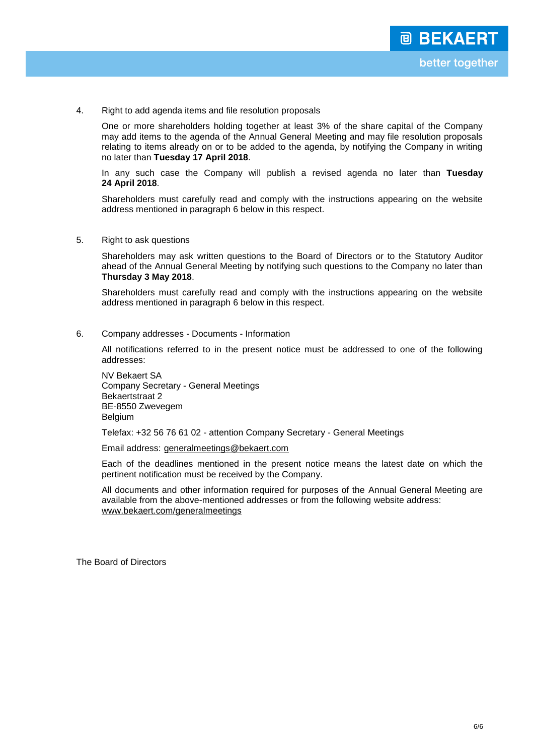4. Right to add agenda items and file resolution proposals

   One or more shareholders holding together at least 3% of the share capital of the Company may add items to the agenda of the Annual General Meeting and may file resolution proposals relating to items already on or to be added to the agenda, by notifying the Company in writing no later than **Tuesday 17 April 2018**.

   In any such case the Company will publish a revised agenda no later than **Tuesday 24 April 2018**.

   Shareholders must carefully read and comply with the instructions appearing on the website address mentioned in paragraph 6 below in this respect.

5. Right to ask questions

   Shareholders may ask written questions to the Board of Directors or to the Statutory Auditor ahead of the Annual General Meeting by notifying such questions to the Company no later than **Thursday 3 May 2018**.

   Shareholders must carefully read and comply with the instructions appearing on the website address mentioned in paragraph 6 below in this respect.

6. Company addresses - Documents - Information

   All notifications referred to in the present notice must be addressed to one of the following addresses:

   NV Bekaert SA
   Company Secretary - General Meetings
   Bekaertstraat 2
   BE-8550 Zwevegem
   Belgium

   Telefax: +32 56 76 61 02 - attention Company Secretary - General Meetings

   Email address: generalmeetings@bekaert.com

   Each of the deadlines mentioned in the present notice means the latest date on which the pertinent notification must be received by the Company.

   All documents and other information required for purposes of the Annual General Meeting are available from the above-mentioned addresses or from the following website address:
   www.bekaert.com/generalmeetings

The Board of Directors